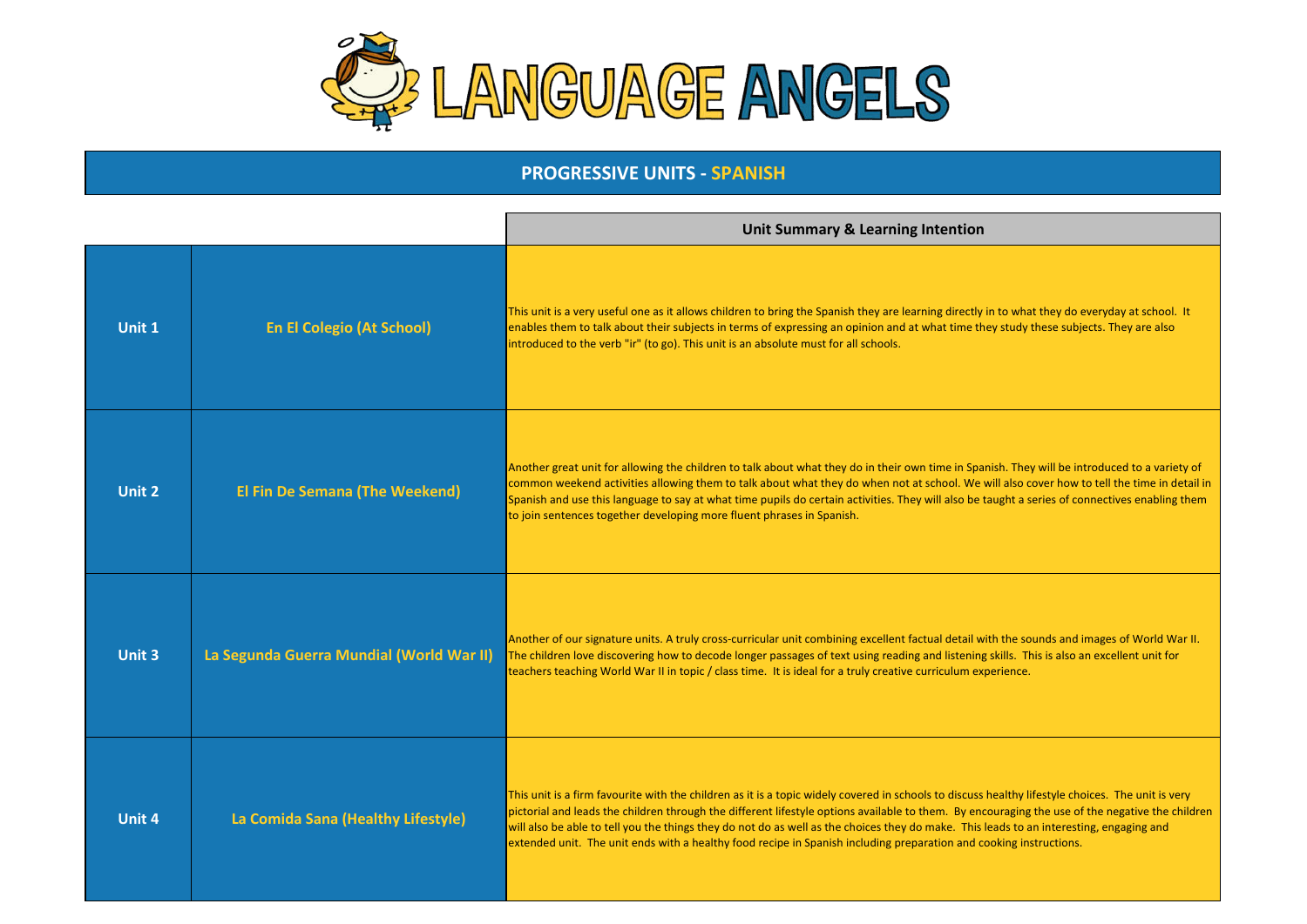# LANGUAGE ANGELS

## PROGRESSIVE UNITS - SPANISH

| | | Unit Summary & Learning Intention |
|---|---|---|
| Unit 1 | En El Colegio (At School) | This unit is a very useful one as it allows children to bring the Spanish they are learning directly in to what they do everyday at school. It enables them to talk about their subjects in terms of expressing an opinion and at what time they study these subjects. They are also introduced to the verb "ir" (to go). This unit is an absolute must for all schools. |
| Unit 2 | El Fin De Semana (The Weekend) | Another great unit for allowing the children to talk about what they do in their own time in Spanish. They will be introduced to a variety of common weekend activities allowing them to talk about what they do when not at school. We will also cover how to tell the time in detail in Spanish and use this language to say at what time pupils do certain activities. They will also be taught a series of connectives enabling them to join sentences together developing more fluent phrases in Spanish. |
| Unit 3 | La Segunda Guerra Mundial (World War II) | Another of our signature units. A truly cross-curricular unit combining excellent factual detail with the sounds and images of World War II. The children love discovering how to decode longer passages of text using reading and listening skills. This is also an excellent unit for teachers teaching World War II in topic / class time. It is ideal for a truly creative curriculum experience. |
| Unit 4 | La Comida Sana (Healthy Lifestyle) | This unit is a firm favourite with the children as it is a topic widely covered in schools to discuss healthy lifestyle choices. The unit is very pictorial and leads the children through the different lifestyle options available to them. By encouraging the use of the negative the children will also be able to tell you the things they do not do as well as the choices they do make. This leads to an interesting, engaging and extended unit. The unit ends with a healthy food recipe in Spanish including preparation and cooking instructions. |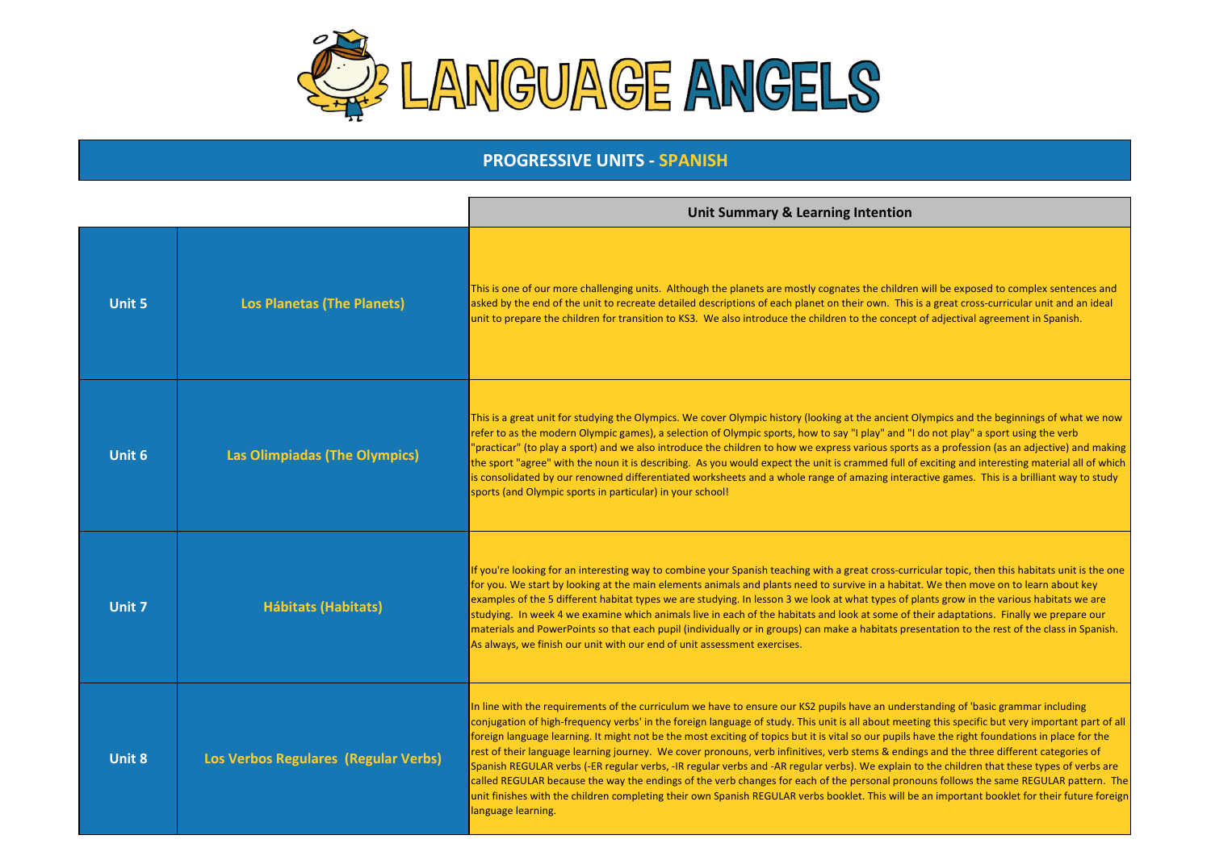# LANGUAGE ANGELS

## PROGRESSIVE UNITS - SPANISH

| | | Unit Summary & Learning Intention |
|---|---|---|
| **Unit 5** | **Los Planetas (The Planets)** | This is one of our more challenging units. Although the planets are mostly cognates the children will be exposed to complex sentences and asked by the end of the unit to recreate detailed descriptions of each planet on their own. This is a great cross-curricular unit and an ideal unit to prepare the children for transition to KS3. We also introduce the children to the concept of adjectival agreement in Spanish. |
| **Unit 6** | **Las Olimpiadas (The Olympics)** | This is a great unit for studying the Olympics. We cover Olympic history (looking at the ancient Olympics and the beginnings of what we now refer to as the modern Olympic games), a selection of Olympic sports, how to say "I play" and "I do not play" a sport using the verb "practicar" (to play a sport) and we also introduce the children to how we express various sports as a profession (as an adjective) and making the sport "agree" with the noun it is describing. As you would expect the unit is crammed full of exciting and interesting material all of which is consolidated by our renowned differentiated worksheets and a whole range of amazing interactive games. This is a brilliant way to study sports (and Olympic sports in particular) in your school! |
| **Unit 7** | **Hábitats (Habitats)** | If you're looking for an interesting way to combine your Spanish teaching with a great cross-curricular topic, then this habitats unit is the one for you. We start by looking at the main elements animals and plants need to survive in a habitat. We then move on to learn about key examples of the 5 different habitat types we are studying. In lesson 3 we look at what types of plants grow in the various habitats we are studying. In week 4 we examine which animals live in each of the habitats and look at some of their adaptations. Finally we prepare our materials and PowerPoints so that each pupil (individually or in groups) can make a habitats presentation to the rest of the class in Spanish. As always, we finish our unit with our end of unit assessment exercises. |
| **Unit 8** | **Los Verbos Regulares (Regular Verbs)** | In line with the requirements of the curriculum we have to ensure our KS2 pupils have an understanding of 'basic grammar including conjugation of high-frequency verbs' in the foreign language of study. This unit is all about meeting this specific but very important part of all foreign language learning. It might not be the most exciting of topics but it is vital so our pupils have the right foundations in place for the rest of their language learning journey. We cover pronouns, verb infinitives, verb stems & endings and the three different categories of Spanish REGULAR verbs (-ER regular verbs, -IR regular verbs and -AR regular verbs). We explain to the children that these types of verbs are called REGULAR because the way the endings of the verb changes for each of the personal pronouns follows the same REGULAR pattern. The unit finishes with the children completing their own Spanish REGULAR verbs booklet. This will be an important booklet for their future foreign language learning. |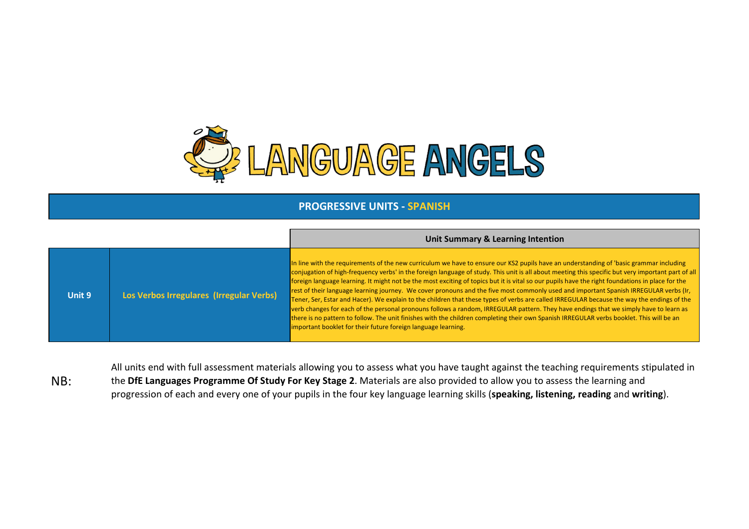LANGUAGE ANGELS

## PROGRESSIVE UNITS - SPANISH

| | | Unit Summary & Learning Intention |
|---|---|---|
| Unit 9 | Los Verbos Irregulares (Irregular Verbs) | In line with the requirements of the new curriculum we have to ensure our KS2 pupils have an understanding of 'basic grammar including conjugation of high-frequency verbs' in the foreign language of study. This unit is all about meeting this specific but very important part of all foreign language learning. It might not be the most exciting of topics but it is vital so our pupils have the right foundations in place for the rest of their language learning journey. We cover pronouns and the five most commonly used and important Spanish IRREGULAR verbs (Ir, Tener, Ser, Estar and Hacer). We explain to the children that these types of verbs are called IRREGULAR because the way the endings of the verb changes for each of the personal pronouns follows a random, IRREGULAR pattern. They have endings that we simply have to learn as there is no pattern to follow. The unit finishes with the children completing their own Spanish IRREGULAR verbs booklet. This will be an important booklet for their future foreign language learning. |

NB: All units end with full assessment materials allowing you to assess what you have taught against the teaching requirements stipulated in the **DfE Languages Programme Of Study For Key Stage 2**. Materials are also provided to allow you to assess the learning and progression of each and every one of your pupils in the four key language learning skills (**speaking, listening, reading** and **writing**).